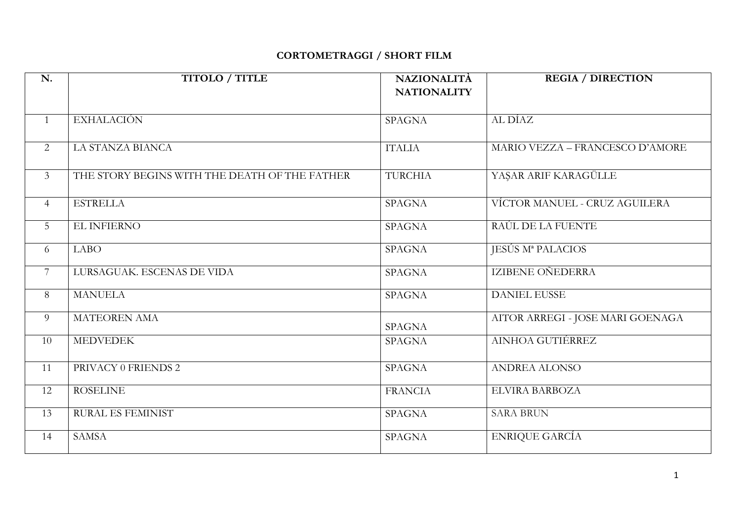## CORTOMETRAGGI / SHORT FILM

| N. | TITOLO / TITLE | NAZIONALITÀ NATIONALITY | REGIA / DIRECTION |
|---|---|---|---|
| 1 | EXHALACIÓN | SPAGNA | AL DÍAZ |
| 2 | LA STANZA BIANCA | ITALIA | MARIO VEZZA – FRANCESCO D'AMORE |
| 3 | THE STORY BEGINS WITH THE DEATH OF THE FATHER | TURCHIA | YAŞAR ARIF KARAGÜLLE |
| 4 | ESTRELLA | SPAGNA | VÍCTOR MANUEL - CRUZ AGUILERA |
| 5 | EL INFIERNO | SPAGNA | RAÚL DE LA FUENTE |
| 6 | LABO | SPAGNA | JESÚS Mª PALACIOS |
| 7 | LURSAGUAK. ESCENAS DE VIDA | SPAGNA | IZIBENE OÑEDERRA |
| 8 | MANUELA | SPAGNA | DANIEL EUSSE |
| 9 | MATEOREN AMA | SPAGNA | AITOR ARREGI - JOSE MARI GOENAGA |
| 10 | MEDVEDEK | SPAGNA | AINHOA GUTIÉRREZ |
| 11 | PRIVACY 0 FRIENDS 2 | SPAGNA | ANDREA ALONSO |
| 12 | ROSELINE | FRANCIA | ELVIRA BARBOZA |
| 13 | RURAL ES FEMINIST | SPAGNA | SARA BRUN |
| 14 | SAMSA | SPAGNA | ENRIQUE GARCÍA |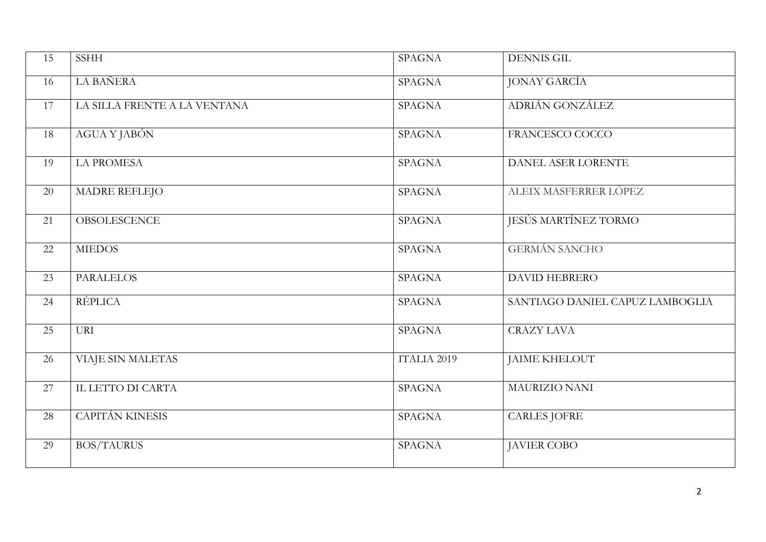| 15 | SSHH | SPAGNA | DENNIS GIL |
|---|---|---|---|
| 16 | LA BAÑERA | SPAGNA | JONAY GARCÍA |
| 17 | LA SILLA FRENTE A LA VENTANA | SPAGNA | ADRIÁN GONZÁLEZ |
| 18 | AGUA Y JABÓN | SPAGNA | FRANCESCO COCCO |
| 19 | LA PROMESA | SPAGNA | DANEL ASER LORENTE |
| 20 | MADRE REFLEJO | SPAGNA | ALEIX MASFERRER LÓPEZ |
| 21 | OBSOLESCENCE | SPAGNA | JESÚS MARTÍNEZ TORMO |
| 22 | MIEDOS | SPAGNA | GERMÁN SANCHO |
| 23 | PARALELOS | SPAGNA | DAVID HEBRERO |
| 24 | RÉPLICA | SPAGNA | SANTIAGO DANIEL CAPUZ LAMBOGLIA |
| 25 | URI | SPAGNA | CRAZY LAVA |
| 26 | VIAJE SIN MALETAS | ITALIA 2019 | JAIME KHELOUT |
| 27 | IL LETTO DI CARTA | SPAGNA | MAURIZIO NANI |
| 28 | CAPITÁN KINESIS | SPAGNA | CARLES JOFRE |
| 29 | BOS/TAURUS | SPAGNA | JAVIER COBO |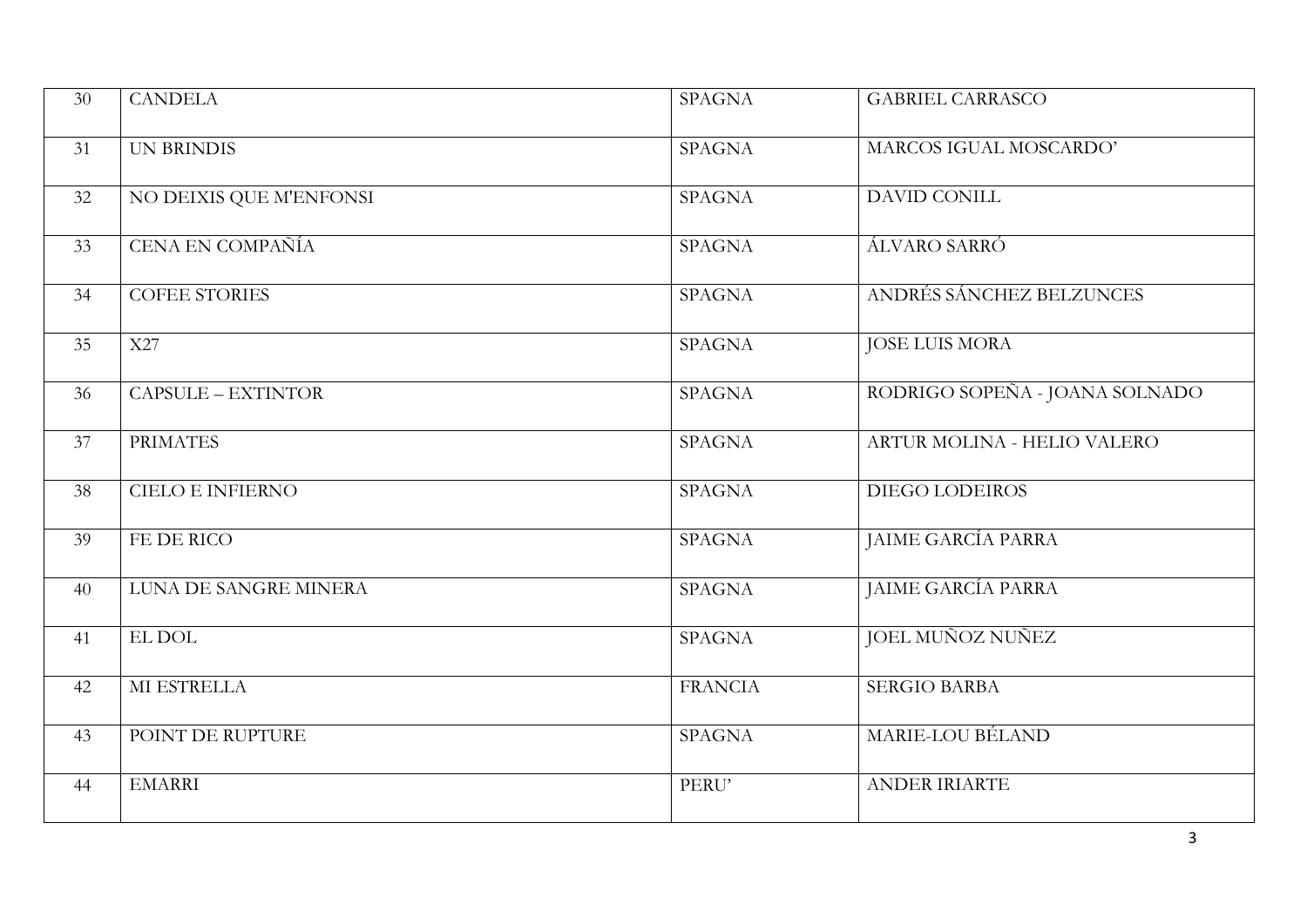| | | | |
|---|---|---|---|
| 30 | CANDELA | SPAGNA | GABRIEL CARRASCO |
| 31 | UN BRINDIS | SPAGNA | MARCOS IGUAL MOSCARDO’ |
| 32 | NO DEIXIS QUE M'ENFONSI | SPAGNA | DAVID CONILL |
| 33 | CENA EN COMPAÑÍA | SPAGNA | ÁLVARO SARRÓ |
| 34 | COFEE STORIES | SPAGNA | ANDRÉS SÁNCHEZ BELZUNCES |
| 35 | X27 | SPAGNA | JOSE LUIS MORA |
| 36 | CAPSULE – EXTINTOR | SPAGNA | RODRIGO SOPEÑA - JOANA SOLNADO |
| 37 | PRIMATES | SPAGNA | ARTUR MOLINA - HELIO VALERO |
| 38 | CIELO E INFIERNO | SPAGNA | DIEGO LODEIROS |
| 39 | FE DE RICO | SPAGNA | JAIME GARCÍA PARRA |
| 40 | LUNA DE SANGRE MINERA | SPAGNA | JAIME GARCÍA PARRA |
| 41 | EL DOL | SPAGNA | JOEL MUÑOZ NUÑEZ |
| 42 | MI ESTRELLA | FRANCIA | SERGIO BARBA |
| 43 | POINT DE RUPTURE | SPAGNA | MARIE-LOU BÉLAND |
| 44 | EMARRI | PERU’ | ANDER IRIARTE |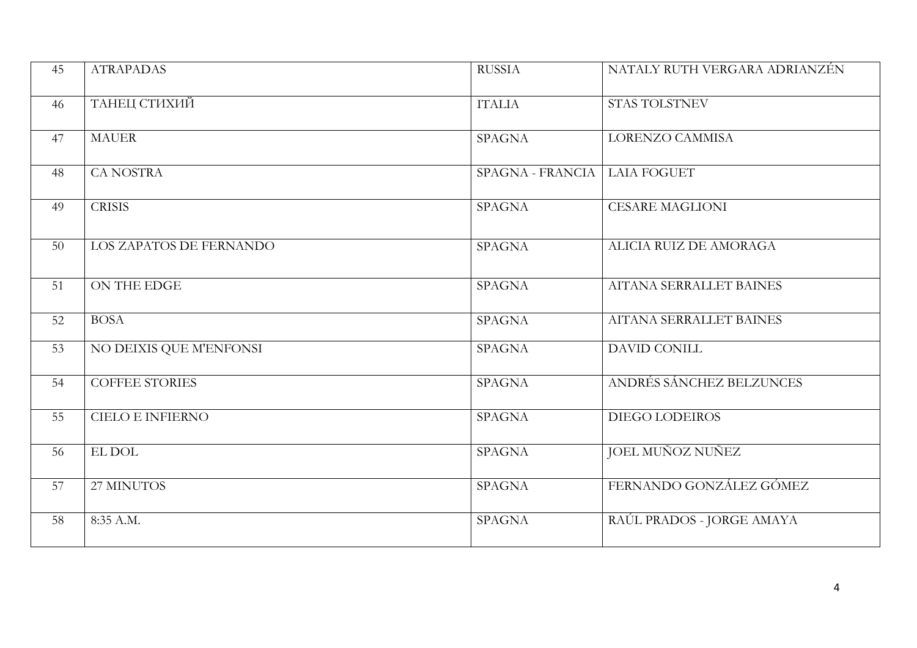| | | | |
|---|---|---|---|
| 45 | ATRAPADAS | RUSSIA | NATALY RUTH VERGARA ADRIANZÉN |
| 46 | ТАНЕЦ СТИХИЙ | ITALIA | STAS TOLSTNEV |
| 47 | MAUER | SPAGNA | LORENZO CAMMISA |
| 48 | CA NOSTRA | SPAGNA - FRANCIA | LAIA FOGUET |
| 49 | CRISIS | SPAGNA | CESARE MAGLIONI |
| 50 | LOS ZAPATOS DE FERNANDO | SPAGNA | ALICIA RUIZ DE AMORAGA |
| 51 | ON THE EDGE | SPAGNA | AITANA SERRALLET BAINES |
| 52 | BOSA | SPAGNA | AITANA SERRALLET BAINES |
| 53 | NO DEIXIS QUE M'ENFONSI | SPAGNA | DAVID CONILL |
| 54 | COFFEE STORIES | SPAGNA | ANDRÉS SÁNCHEZ BELZUNCES |
| 55 | CIELO E INFIERNO | SPAGNA | DIEGO LODEIROS |
| 56 | EL DOL | SPAGNA | JOEL MUÑOZ NUÑEZ |
| 57 | 27 MINUTOS | SPAGNA | FERNANDO GONZÁLEZ GÓMEZ |
| 58 | 8:35 A.M. | SPAGNA | RAÚL PRADOS - JORGE AMAYA |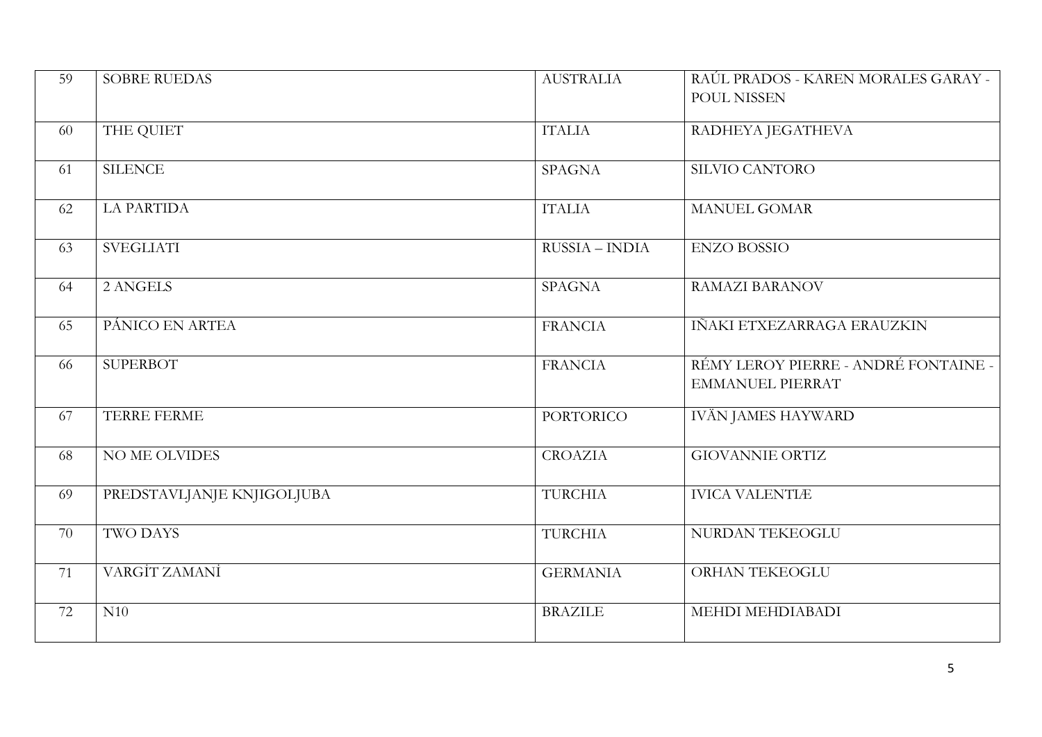| 59 | SOBRE RUEDAS | AUSTRALIA | RAÚL PRADOS - KAREN MORALES GARAY - POUL NISSEN |
|---|---|---|---|
| 60 | THE QUIET | ITALIA | RADHEYA JEGATHEVA |
| 61 | SILENCE | SPAGNA | SILVIO CANTORO |
| 62 | LA PARTIDA | ITALIA | MANUEL GOMAR |
| 63 | SVEGLIATI | RUSSIA – INDIA | ENZO BOSSIO |
| 64 | 2 ANGELS | SPAGNA | RAMAZI BARANOV |
| 65 | PÁNICO EN ARTEA | FRANCIA | IÑAKI ETXEZARRAGA ERAUZKIN |
| 66 | SUPERBOT | FRANCIA | RÉMY LEROY PIERRE - ANDRÉ FONTAINE - EMMANUEL PIERRAT |
| 67 | TERRE FERME | PORTORICO | IVÄN JAMES HAYWARD |
| 68 | NO ME OLVIDES | CROAZIA | GIOVANNIE ORTIZ |
| 69 | PREDSTAVLJANJE KNJIGOLJUBA | TURCHIA | IVICA VALENTIÆ |
| 70 | TWO DAYS | TURCHIA | NURDAN TEKEOGLU |
| 71 | VARGİT ZAMANİ | GERMANIA | ORHAN TEKEOGLU |
| 72 | N10 | BRAZILE | MEHDI MEHDIABADI |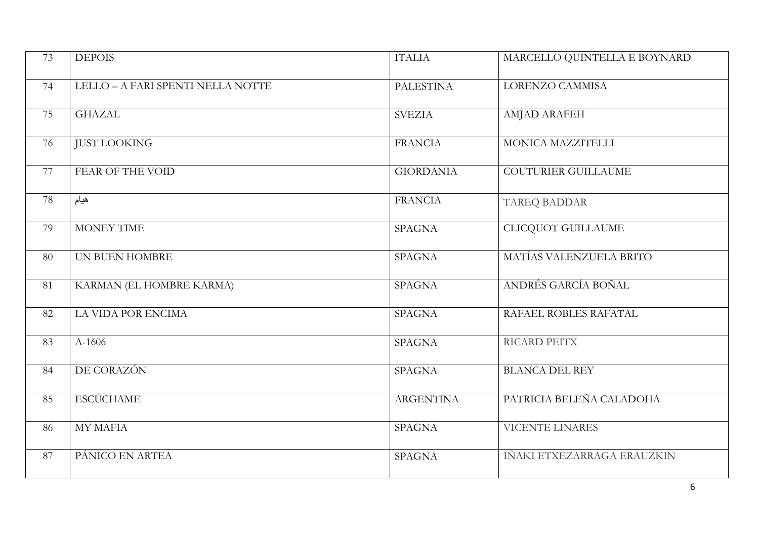| | | | |
|---|---|---|---|
| 73 | DEPOIS | ITALIA | MARCELLO QUINTELLA E BOYNARD |
| 74 | LELLO – A FARI SPENTI NELLA NOTTE | PALESTINA | LORENZO CAMMISA |
| 75 | GHAZAL | SVEZIA | AMJAD ARAFEH |
| 76 | JUST LOOKING | FRANCIA | MONICA MAZZITELLI |
| 77 | FEAR OF THE VOID | GIORDANIA | COUTURIER GUILLAUME |
| 78 | هيام | FRANCIA | TAREQ BADDAR |
| 79 | MONEY TIME | SPAGNA | CLICQUOT GUILLAUME |
| 80 | UN BUEN HOMBRE | SPAGNA | MATÍAS VALENZUELA BRITO |
| 81 | KARMAN (EL HOMBRE KARMA) | SPAGNA | ANDRÉS GARCÍA BOÑAL |
| 82 | LA VIDA POR ENCIMA | SPAGNA | RAFAEL ROBLES RAFATAL |
| 83 | A-1606 | SPAGNA | RICARD PEITX |
| 84 | DE CORAZÓN | SPAGNA | BLANCA DEL REY |
| 85 | ESCÚCHAME | ARGENTINA | PATRICIA BELEÑA CALADOHA |
| 86 | MY MAFIA | SPAGNA | VICENTE LINARES |
| 87 | PÁNICO EN ARTEA | SPAGNA | IÑAKI ETXEZARRAGA ERAUZKIN |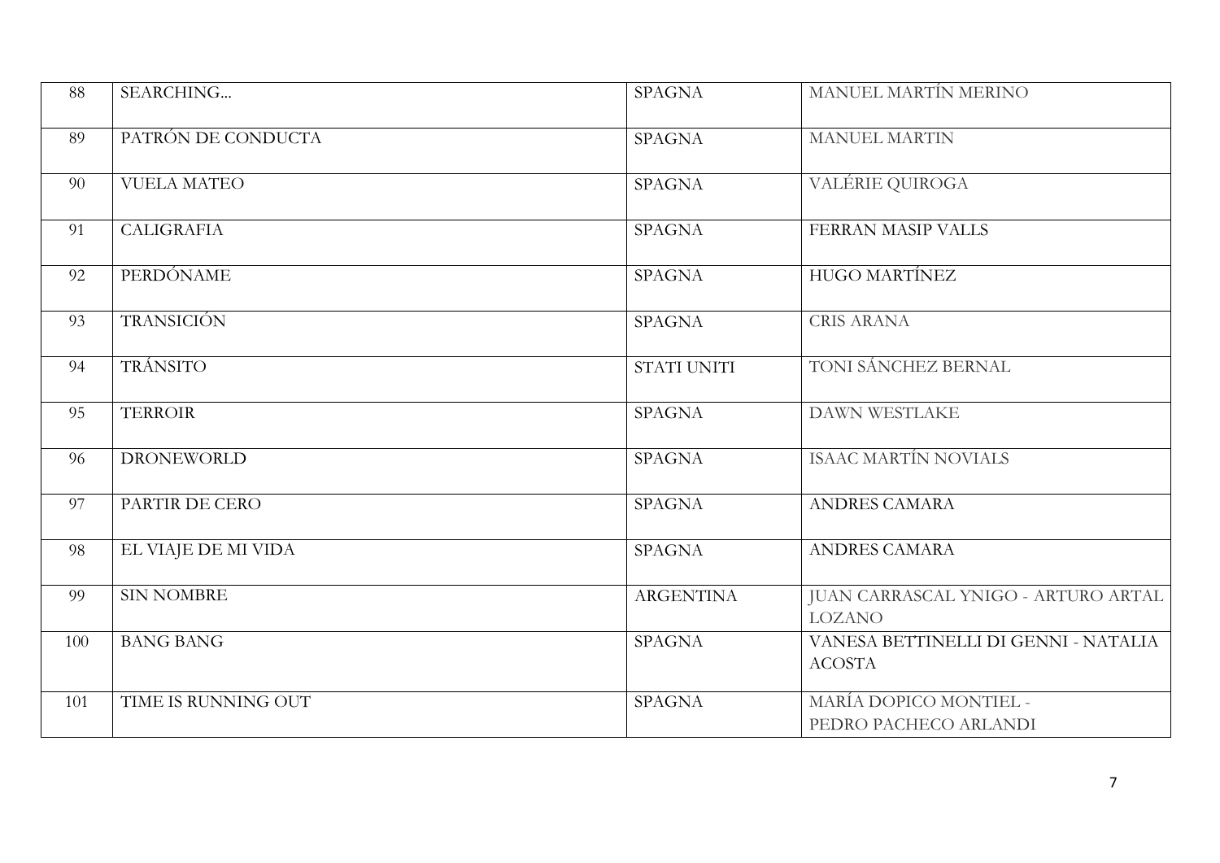| | | | |
|---|---|---|---|
| 88 | SEARCHING... | SPAGNA | MANUEL MARTÍN MERINO |
| 89 | PATRÓN DE CONDUCTA | SPAGNA | MANUEL MARTIN |
| 90 | VUELA MATEO | SPAGNA | VALÉRIE QUIROGA |
| 91 | CALIGRAFIA | SPAGNA | FERRAN MASIP VALLS |
| 92 | PERDÓNAME | SPAGNA | HUGO MARTÍNEZ |
| 93 | TRANSICIÓN | SPAGNA | CRIS ARANA |
| 94 | TRÁNSITO | STATI UNITI | TONI SÁNCHEZ BERNAL |
| 95 | TERROIR | SPAGNA | DAWN WESTLAKE |
| 96 | DRONEWORLD | SPAGNA | ISAAC MARTÍN NOVIALS |
| 97 | PARTIR DE CERO | SPAGNA | ANDRES CAMARA |
| 98 | EL VIAJE DE MI VIDA | SPAGNA | ANDRES CAMARA |
| 99 | SIN NOMBRE | ARGENTINA | JUAN CARRASCAL YNIGO - ARTURO ARTAL LOZANO |
| 100 | BANG BANG | SPAGNA | VANESA BETTINELLI DI GENNI - NATALIA ACOSTA |
| 101 | TIME IS RUNNING OUT | SPAGNA | MARÍA DOPICO MONTIEL - PEDRO PACHECO ARLANDI |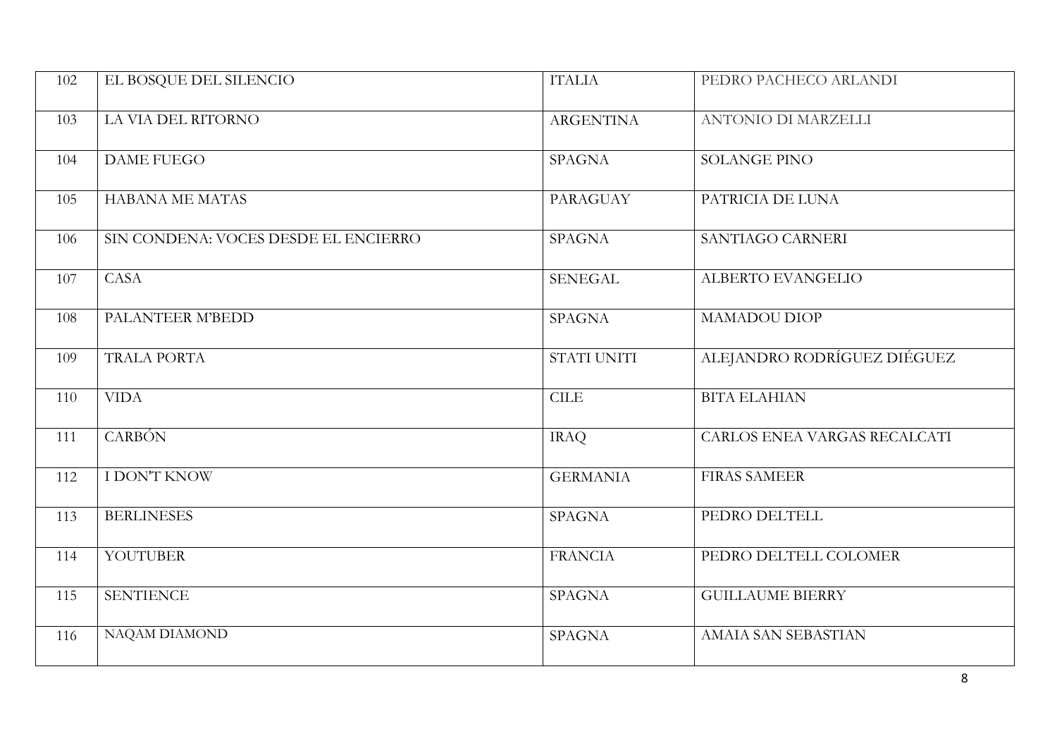| | | | |
|---|---|---|---|
| 102 | EL BOSQUE DEL SILENCIO | ITALIA | PEDRO PACHECO ARLANDI |
| 103 | LA VIA DEL RITORNO | ARGENTINA | ANTONIO DI MARZELLI |
| 104 | DAME FUEGO | SPAGNA | SOLANGE PINO |
| 105 | HABANA ME MATAS | PARAGUAY | PATRICIA DE LUNA |
| 106 | SIN CONDENA: VOCES DESDE EL ENCIERRO | SPAGNA | SANTIAGO CARNERI |
| 107 | CASA | SENEGAL | ALBERTO EVANGELIO |
| 108 | PALANTEER M'BEDD | SPAGNA | MAMADOU DIOP |
| 109 | TRALA PORTA | STATI UNITI | ALEJANDRO RODRÍGUEZ DIÉGUEZ |
| 110 | VIDA | CILE | BITA ELAHIAN |
| 111 | CARBÓN | IRAQ | CARLOS ENEA VARGAS RECALCATI |
| 112 | I DON'T KNOW | GERMANIA | FIRAS SAMEER |
| 113 | BERLINESES | SPAGNA | PEDRO DELTELL |
| 114 | YOUTUBER | FRANCIA | PEDRO DELTELL COLOMER |
| 115 | SENTIENCE | SPAGNA | GUILLAUME BIERRY |
| 116 | NAQAM DIAMOND | SPAGNA | AMAIA SAN SEBASTIAN |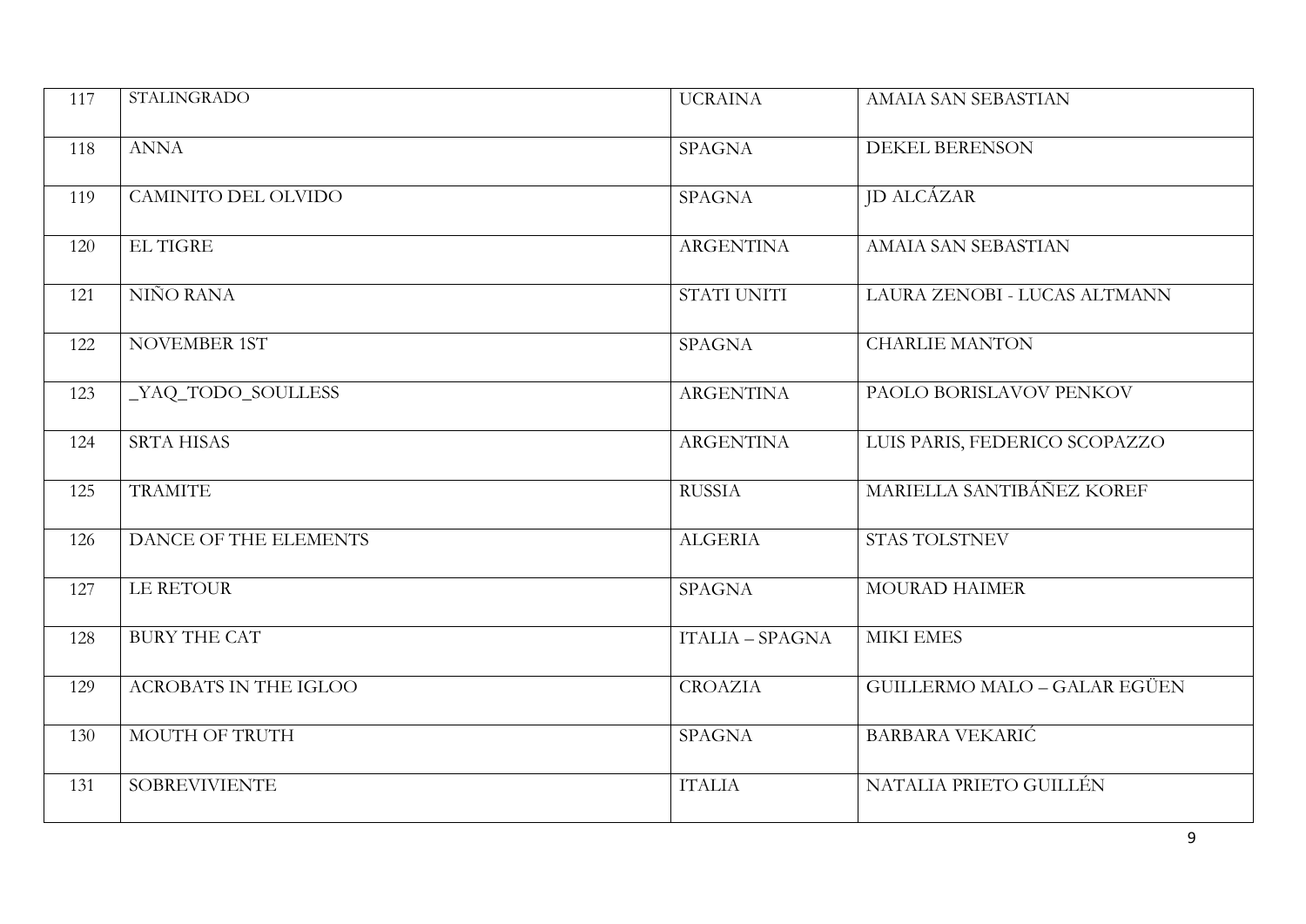| | | | |
|---|---|---|---|
| 117 | STALINGRADO | UCRAINA | AMAIA SAN SEBASTIAN |
| 118 | ANNA | SPAGNA | DEKEL BERENSON |
| 119 | CAMINITO DEL OLVIDO | SPAGNA | JD ALCÁZAR |
| 120 | EL TIGRE | ARGENTINA | AMAIA SAN SEBASTIAN |
| 121 | NIÑO RANA | STATI UNITI | LAURA ZENOBI - LUCAS ALTMANN |
| 122 | NOVEMBER 1ST | SPAGNA | CHARLIE MANTON |
| 123 | _YAQ_TODO_SOULLESS | ARGENTINA | PAOLO BORISLAVOV PENKOV |
| 124 | SRTA HISAS | ARGENTINA | LUIS PARIS, FEDERICO SCOPAZZO |
| 125 | TRAMITE | RUSSIA | MARIELLA SANTIBÁÑEZ KOREF |
| 126 | DANCE OF THE ELEMENTS | ALGERIA | STAS TOLSTNEV |
| 127 | LE RETOUR | SPAGNA | MOURAD HAIMER |
| 128 | BURY THE CAT | ITALIA – SPAGNA | MIKI EMES |
| 129 | ACROBATS IN THE IGLOO | CROAZIA | GUILLERMO MALO – GALAR EGÜEN |
| 130 | MOUTH OF TRUTH | SPAGNA | BARBARA VEKARIĆ |
| 131 | SOBREVIVIENTE | ITALIA | NATALIA PRIETO GUILLÉN |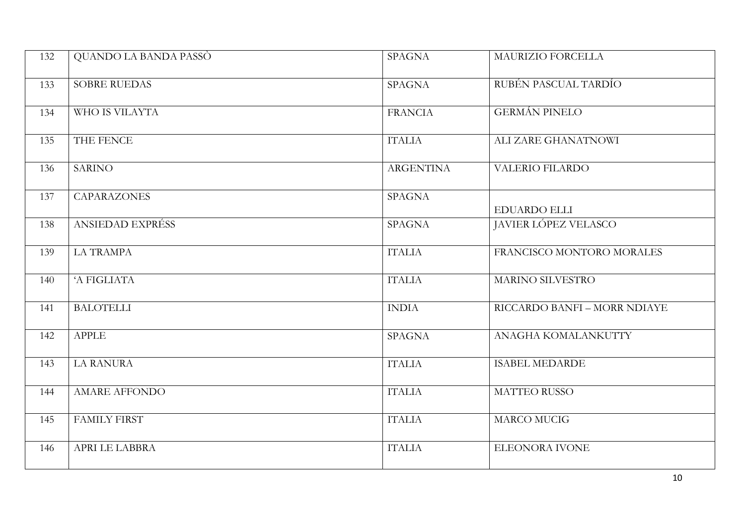| | | | |
|---|---|---|---|
| 132 | QUANDO LA BANDA PASSÒ | SPAGNA | MAURIZIO FORCELLA |
| 133 | SOBRE RUEDAS | SPAGNA | RUBÉN PASCUAL TARDÍO |
| 134 | WHO IS VILAYTA | FRANCIA | GERMÁN PINELO |
| 135 | THE FENCE | ITALIA | ALI ZARE GHANATNOWI |
| 136 | SARINO | ARGENTINA | VALERIO FILARDO |
| 137 | CAPARAZONES | SPAGNA | EDUARDO ELLI |
| 138 | ANSIEDAD EXPRÉSS | SPAGNA | JAVIER LÓPEZ VELASCO |
| 139 | LA TRAMPA | ITALIA | FRANCISCO MONTORO MORALES |
| 140 | 'A FIGLIATA | ITALIA | MARINO SILVESTRO |
| 141 | BALOTELLI | INDIA | RICCARDO BANFI – MORR NDIAYE |
| 142 | APPLE | SPAGNA | ANAGHA KOMALANKUTTY |
| 143 | LA RANURA | ITALIA | ISABEL MEDARDE |
| 144 | AMARE AFFONDO | ITALIA | MATTEO RUSSO |
| 145 | FAMILY FIRST | ITALIA | MARCO MUCIG |
| 146 | APRI LE LABBRA | ITALIA | ELEONORA IVONE |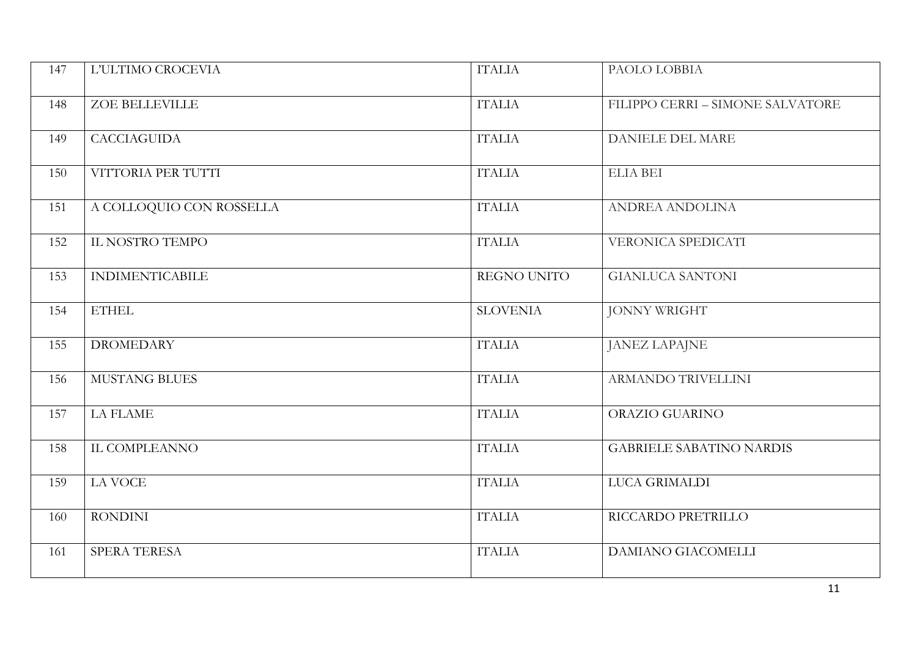| | | | |
|---|---|---|---|
| 147 | L'ULTIMO CROCEVIA | ITALIA | PAOLO LOBBIA |
| 148 | ZOE BELLEVILLE | ITALIA | FILIPPO CERRI – SIMONE SALVATORE |
| 149 | CACCIAGUIDA | ITALIA | DANIELE DEL MARE |
| 150 | VITTORIA PER TUTTI | ITALIA | ELIA BEI |
| 151 | A COLLOQUIO CON ROSSELLA | ITALIA | ANDREA ANDOLINA |
| 152 | IL NOSTRO TEMPO | ITALIA | VERONICA SPEDICATI |
| 153 | INDIMENTICABILE | REGNO UNITO | GIANLUCA SANTONI |
| 154 | ETHEL | SLOVENIA | JONNY WRIGHT |
| 155 | DROMEDARY | ITALIA | JANEZ LAPAJNE |
| 156 | MUSTANG BLUES | ITALIA | ARMANDO TRIVELLINI |
| 157 | LA FLAME | ITALIA | ORAZIO GUARINO |
| 158 | IL COMPLEANNO | ITALIA | GABRIELE SABATINO NARDIS |
| 159 | LA VOCE | ITALIA | LUCA GRIMALDI |
| 160 | RONDINI | ITALIA | RICCARDO PRETRILLO |
| 161 | SPERA TERESA | ITALIA | DAMIANO GIACOMELLI |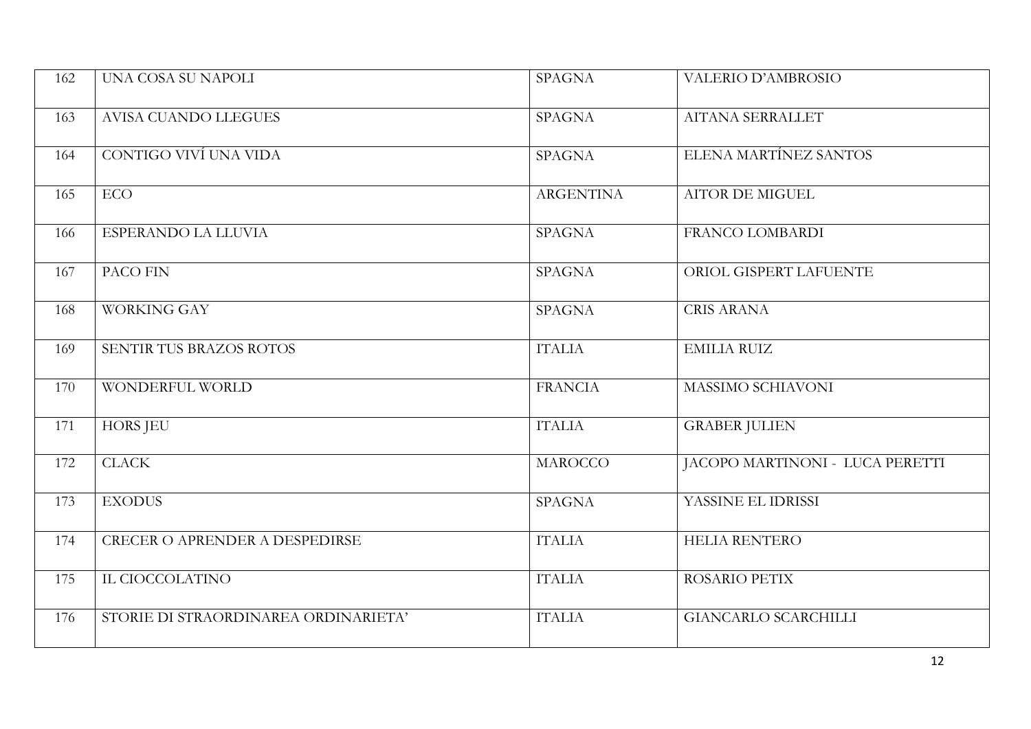| | | | |
|---|---|---|---|
| 162 | UNA COSA SU NAPOLI | SPAGNA | VALERIO D’AMBROSIO |
| 163 | AVISA CUANDO LLEGUES | SPAGNA | AITANA SERRALLET |
| 164 | CONTIGO VIVÍ UNA VIDA | SPAGNA | ELENA MARTÍNEZ SANTOS |
| 165 | ECO | ARGENTINA | AITOR DE MIGUEL |
| 166 | ESPERANDO LA LLUVIA | SPAGNA | FRANCO LOMBARDI |
| 167 | PACO FIN | SPAGNA | ORIOL GISPERT LAFUENTE |
| 168 | WORKING GAY | SPAGNA | CRIS ARANA |
| 169 | SENTIR TUS BRAZOS ROTOS | ITALIA | EMILIA RUIZ |
| 170 | WONDERFUL WORLD | FRANCIA | MASSIMO SCHIAVONI |
| 171 | HORS JEU | ITALIA | GRABER JULIEN |
| 172 | CLACK | MAROCCO | JACOPO MARTINONI - LUCA PERETTI |
| 173 | EXODUS | SPAGNA | YASSINE EL IDRISSI |
| 174 | CRECER O APRENDER A DESPEDIRSE | ITALIA | HELIA RENTERO |
| 175 | IL CIOCCOLATINO | ITALIA | ROSARIO PETIX |
| 176 | STORIE DI STRAORDINAREA ORDINARIETA’ | ITALIA | GIANCARLO SCARCHILLI |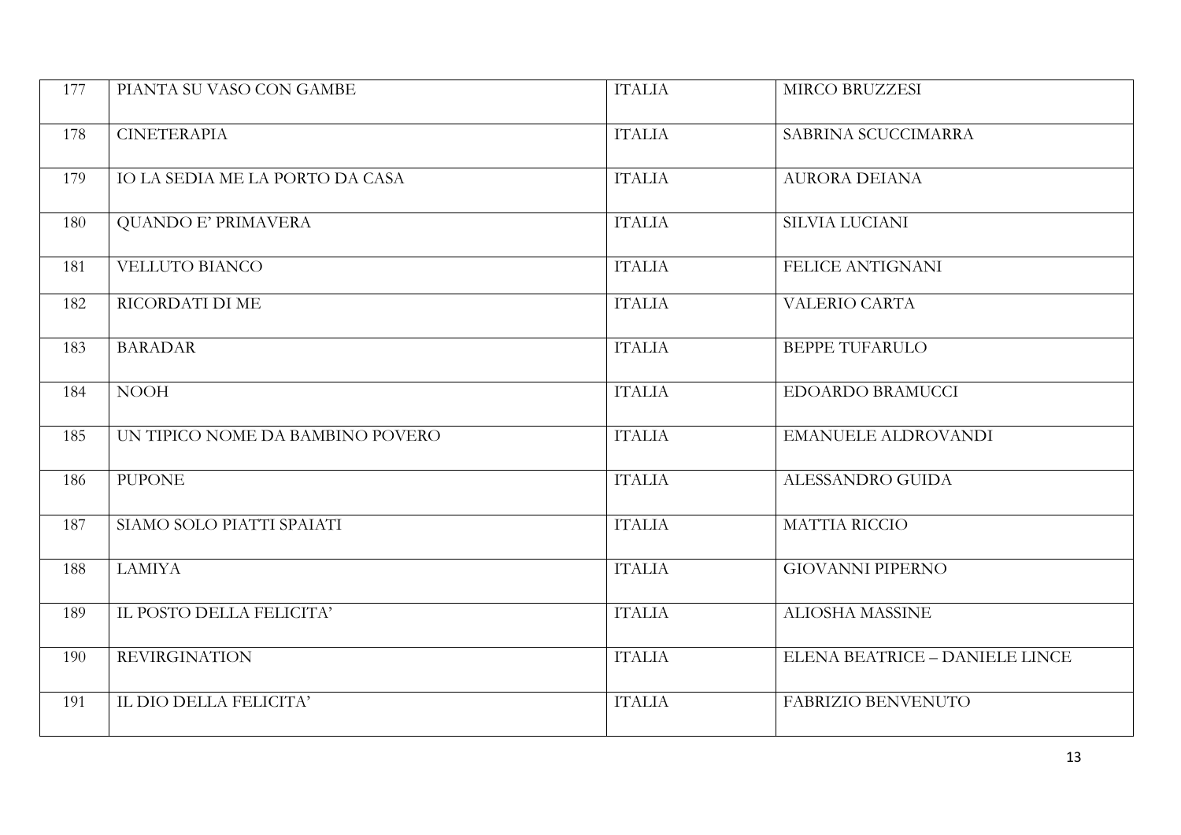| | | | |
|---|---|---|---|
| 177 | PIANTA SU VASO CON GAMBE | ITALIA | MIRCO BRUZZESI |
| 178 | CINETERAPIA | ITALIA | SABRINA SCUCCIMARRA |
| 179 | IO LA SEDIA ME LA PORTO DA CASA | ITALIA | AURORA DEIANA |
| 180 | QUANDO E' PRIMAVERA | ITALIA | SILVIA LUCIANI |
| 181 | VELLUTO BIANCO | ITALIA | FELICE ANTIGNANI |
| 182 | RICORDATI DI ME | ITALIA | VALERIO CARTA |
| 183 | BARADAR | ITALIA | BEPPE TUFARULO |
| 184 | NOOH | ITALIA | EDOARDO BRAMUCCI |
| 185 | UN TIPICO NOME DA BAMBINO POVERO | ITALIA | EMANUELE ALDROVANDI |
| 186 | PUPONE | ITALIA | ALESSANDRO GUIDA |
| 187 | SIAMO SOLO PIATTI SPAIATI | ITALIA | MATTIA RICCIO |
| 188 | LAMIYA | ITALIA | GIOVANNI PIPERNO |
| 189 | IL POSTO DELLA FELICITA' | ITALIA | ALIOSHA MASSINE |
| 190 | REVIRGINATION | ITALIA | ELENA BEATRICE – DANIELE LINCE |
| 191 | IL DIO DELLA FELICITA' | ITALIA | FABRIZIO BENVENUTO |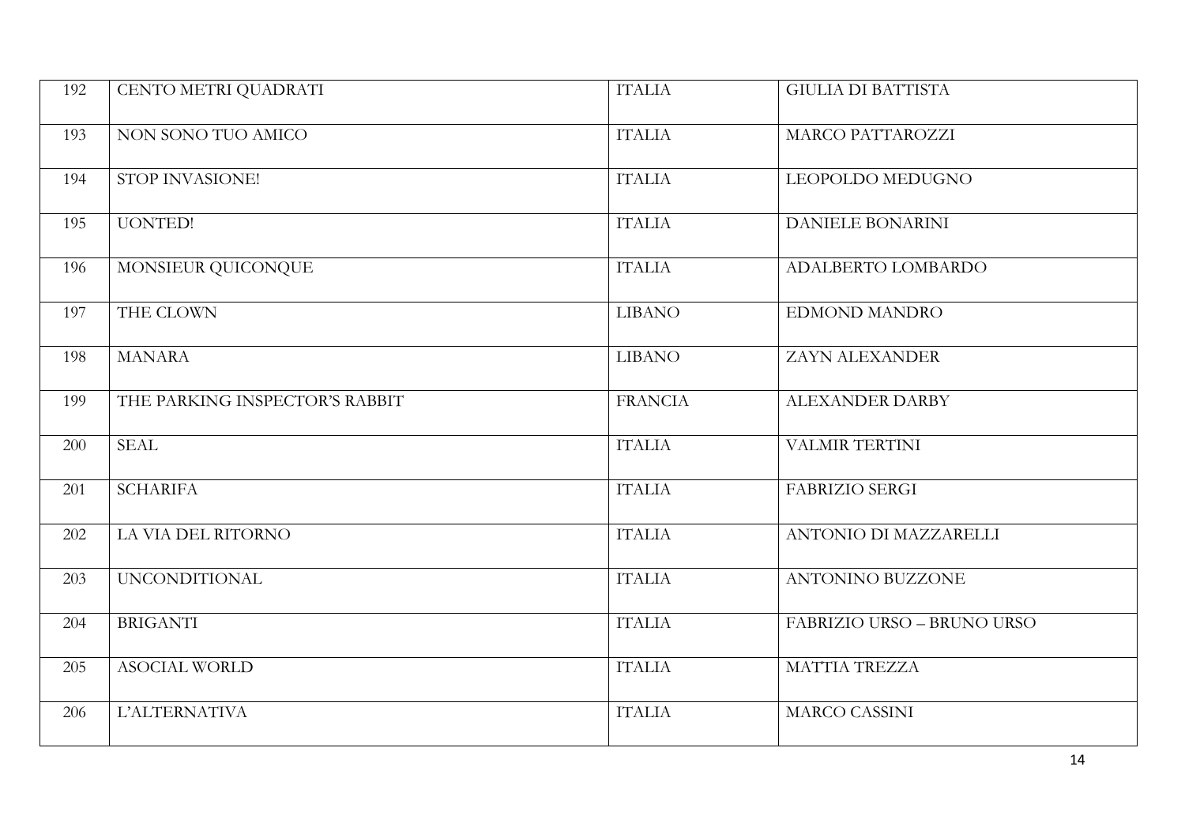| | | | |
|---|---|---|---|
| 192 | CENTO METRI QUADRATI | ITALIA | GIULIA DI BATTISTA |
| 193 | NON SONO TUO AMICO | ITALIA | MARCO PATTAROZZI |
| 194 | STOP INVASIONE! | ITALIA | LEOPOLDO MEDUGNO |
| 195 | UONTED! | ITALIA | DANIELE BONARINI |
| 196 | MONSIEUR QUICONQUE | ITALIA | ADALBERTO LOMBARDO |
| 197 | THE CLOWN | LIBANO | EDMOND MANDRO |
| 198 | MANARA | LIBANO | ZAYN ALEXANDER |
| 199 | THE PARKING INSPECTOR'S RABBIT | FRANCIA | ALEXANDER DARBY |
| 200 | SEAL | ITALIA | VALMIR TERTINI |
| 201 | SCHARIFA | ITALIA | FABRIZIO SERGI |
| 202 | LA VIA DEL RITORNO | ITALIA | ANTONIO DI MAZZARELLI |
| 203 | UNCONDITIONAL | ITALIA | ANTONINO BUZZONE |
| 204 | BRIGANTI | ITALIA | FABRIZIO URSO – BRUNO URSO |
| 205 | ASOCIAL WORLD | ITALIA | MATTIA TREZZA |
| 206 | L'ALTERNATIVA | ITALIA | MARCO CASSINI |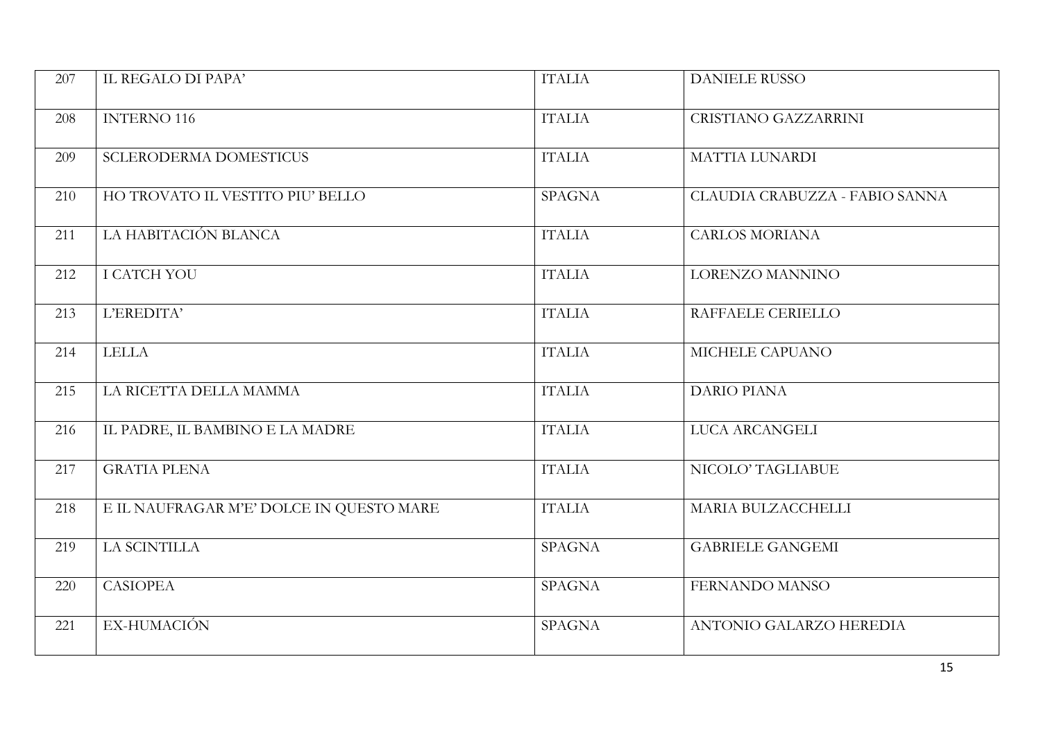| | | | |
|---|---|---|---|
| 207 | IL REGALO DI PAPA’ | ITALIA | DANIELE RUSSO |
| 208 | INTERNO 116 | ITALIA | CRISTIANO GAZZARRINI |
| 209 | SCLERODERMA DOMESTICUS | ITALIA | MATTIA LUNARDI |
| 210 | HO TROVATO IL VESTITO PIU’ BELLO | SPAGNA | CLAUDIA CRABUZZA - FABIO SANNA |
| 211 | LA HABITACIÓN BLANCA | ITALIA | CARLOS MORIANA |
| 212 | I CATCH YOU | ITALIA | LORENZO MANNINO |
| 213 | L’EREDITA’ | ITALIA | RAFFAELE CERIELLO |
| 214 | LELLA | ITALIA | MICHELE CAPUANO |
| 215 | LA RICETTA DELLA MAMMA | ITALIA | DARIO PIANA |
| 216 | IL PADRE, IL BAMBINO E LA MADRE | ITALIA | LUCA ARCANGELI |
| 217 | GRATIA PLENA | ITALIA | NICOLO’ TAGLIABUE |
| 218 | E IL NAUFRAGAR M’E’ DOLCE IN QUESTO MARE | ITALIA | MARIA BULZACCHELLI |
| 219 | LA SCINTILLA | SPAGNA | GABRIELE GANGEMI |
| 220 | CASIOPEA | SPAGNA | FERNANDO MANSO |
| 221 | EX-HUMACIÓN | SPAGNA | ANTONIO GALARZO HEREDIA |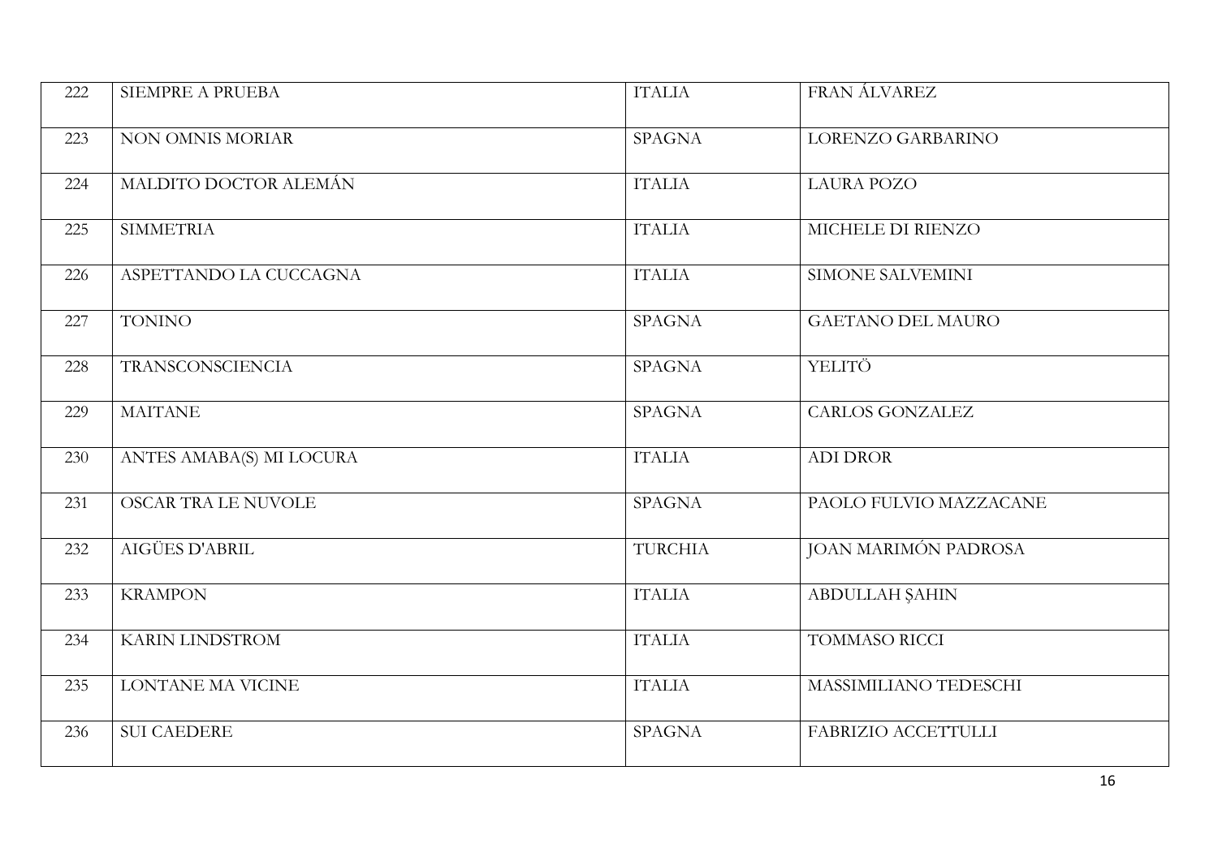| | | | |
|---|---|---|---|
| 222 | SIEMPRE A PRUEBA | ITALIA | FRAN ÁLVAREZ |
| 223 | NON OMNIS MORIAR | SPAGNA | LORENZO GARBARINO |
| 224 | MALDITO DOCTOR ALEMÁN | ITALIA | LAURA POZO |
| 225 | SIMMETRIA | ITALIA | MICHELE DI RIENZO |
| 226 | ASPETTANDO LA CUCCAGNA | ITALIA | SIMONE SALVEMINI |
| 227 | TONINO | SPAGNA | GAETANO DEL MAURO |
| 228 | TRANSCONSCIENCIA | SPAGNA | YELITÖ |
| 229 | MAITANE | SPAGNA | CARLOS GONZALEZ |
| 230 | ANTES AMABA(S) MI LOCURA | ITALIA | ADI DROR |
| 231 | OSCAR TRA LE NUVOLE | SPAGNA | PAOLO FULVIO MAZZACANE |
| 232 | AIGÜES D'ABRIL | TURCHIA | JOAN MARIMÓN PADROSA |
| 233 | KRAMPON | ITALIA | ABDULLAH ŞAHIN |
| 234 | KARIN LINDSTROM | ITALIA | TOMMASO RICCI |
| 235 | LONTANE MA VICINE | ITALIA | MASSIMILIANO TEDESCHI |
| 236 | SUI CAEDERE | SPAGNA | FABRIZIO ACCETTULLI |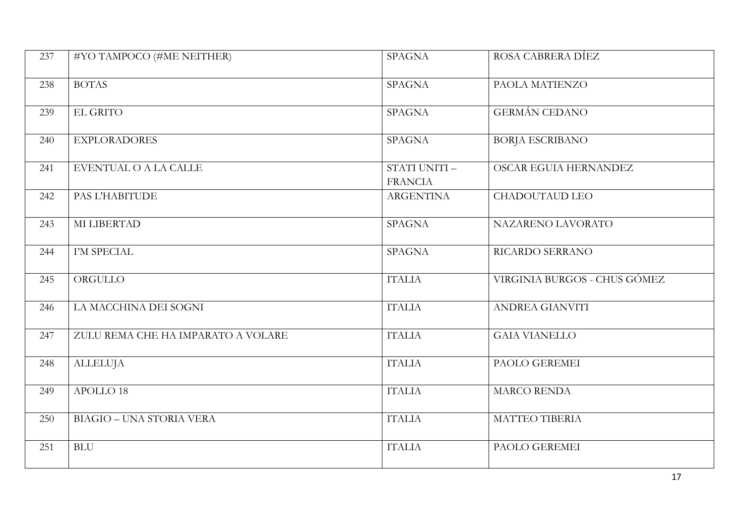| | | | |
|---|---|---|---|
| 237 | #YO TAMPOCO (#ME NEITHER) | SPAGNA | ROSA CABRERA DÍEZ |
| 238 | BOTAS | SPAGNA | PAOLA MATIENZO |
| 239 | EL GRITO | SPAGNA | GERMÁN CEDANO |
| 240 | EXPLORADORES | SPAGNA | BORJA ESCRIBANO |
| 241 | EVENTUAL O A LA CALLE | STATI UNITI – FRANCIA | OSCAR EGUIA HERNANDEZ |
| 242 | PAS L'HABITUDE | ARGENTINA | CHADOUTAUD LEO |
| 243 | MI LIBERTAD | SPAGNA | NAZARENO LAVORATO |
| 244 | I'M SPECIAL | SPAGNA | RICARDO SERRANO |
| 245 | ORGULLO | ITALIA | VIRGINIA BURGOS - CHUS GÓMEZ |
| 246 | LA MACCHINA DEI SOGNI | ITALIA | ANDREA GIANVITI |
| 247 | ZULU REMA CHE HA IMPARATO A VOLARE | ITALIA | GAIA VIANELLO |
| 248 | ALLELUJA | ITALIA | PAOLO GEREMEI |
| 249 | APOLLO 18 | ITALIA | MARCO RENDA |
| 250 | BIAGIO – UNA STORIA VERA | ITALIA | MATTEO TIBERIA |
| 251 | BLU | ITALIA | PAOLO GEREMEI |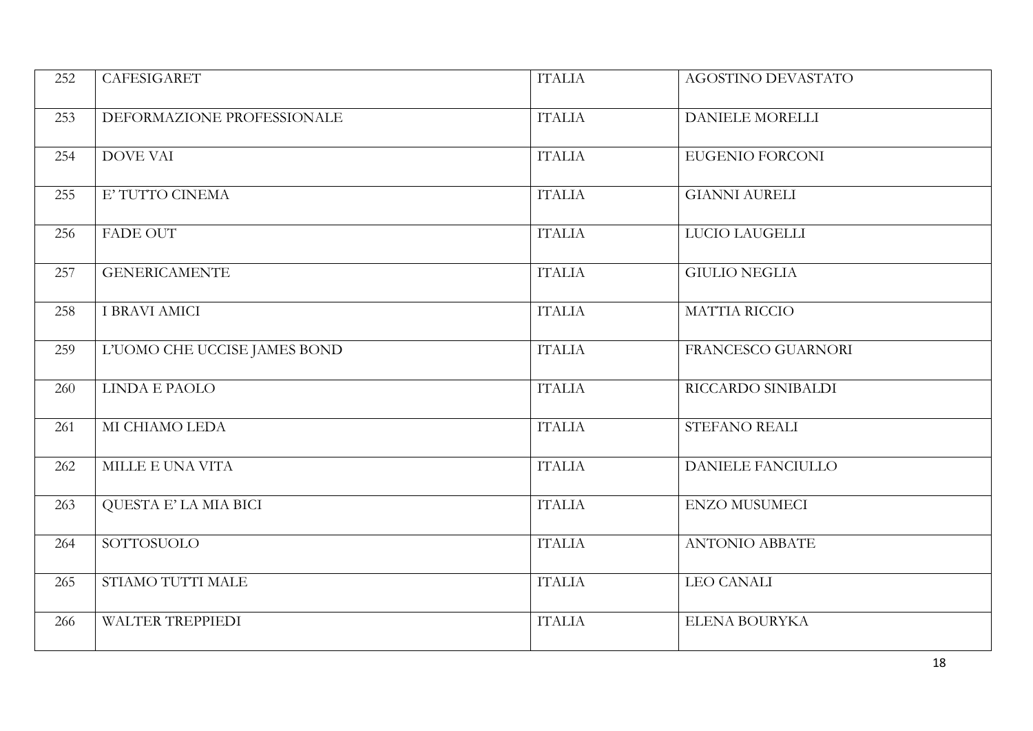| | | | |
|---|---|---|---|
| 252 | CAFESIGARET | ITALIA | AGOSTINO DEVASTATO |
| 253 | DEFORMAZIONE PROFESSIONALE | ITALIA | DANIELE MORELLI |
| 254 | DOVE VAI | ITALIA | EUGENIO FORCONI |
| 255 | E' TUTTO CINEMA | ITALIA | GIANNI AURELI |
| 256 | FADE OUT | ITALIA | LUCIO LAUGELLI |
| 257 | GENERICAMENTE | ITALIA | GIULIO NEGLIA |
| 258 | I BRAVI AMICI | ITALIA | MATTIA RICCIO |
| 259 | L'UOMO CHE UCCISE JAMES BOND | ITALIA | FRANCESCO GUARNORI |
| 260 | LINDA E PAOLO | ITALIA | RICCARDO SINIBALDI |
| 261 | MI CHIAMO LEDA | ITALIA | STEFANO REALI |
| 262 | MILLE E UNA VITA | ITALIA | DANIELE FANCIULLO |
| 263 | QUESTA E' LA MIA BICI | ITALIA | ENZO MUSUMECI |
| 264 | SOTTOSUOLO | ITALIA | ANTONIO ABBATE |
| 265 | STIAMO TUTTI MALE | ITALIA | LEO CANALI |
| 266 | WALTER TREPPIEDI | ITALIA | ELENA BOURYKA |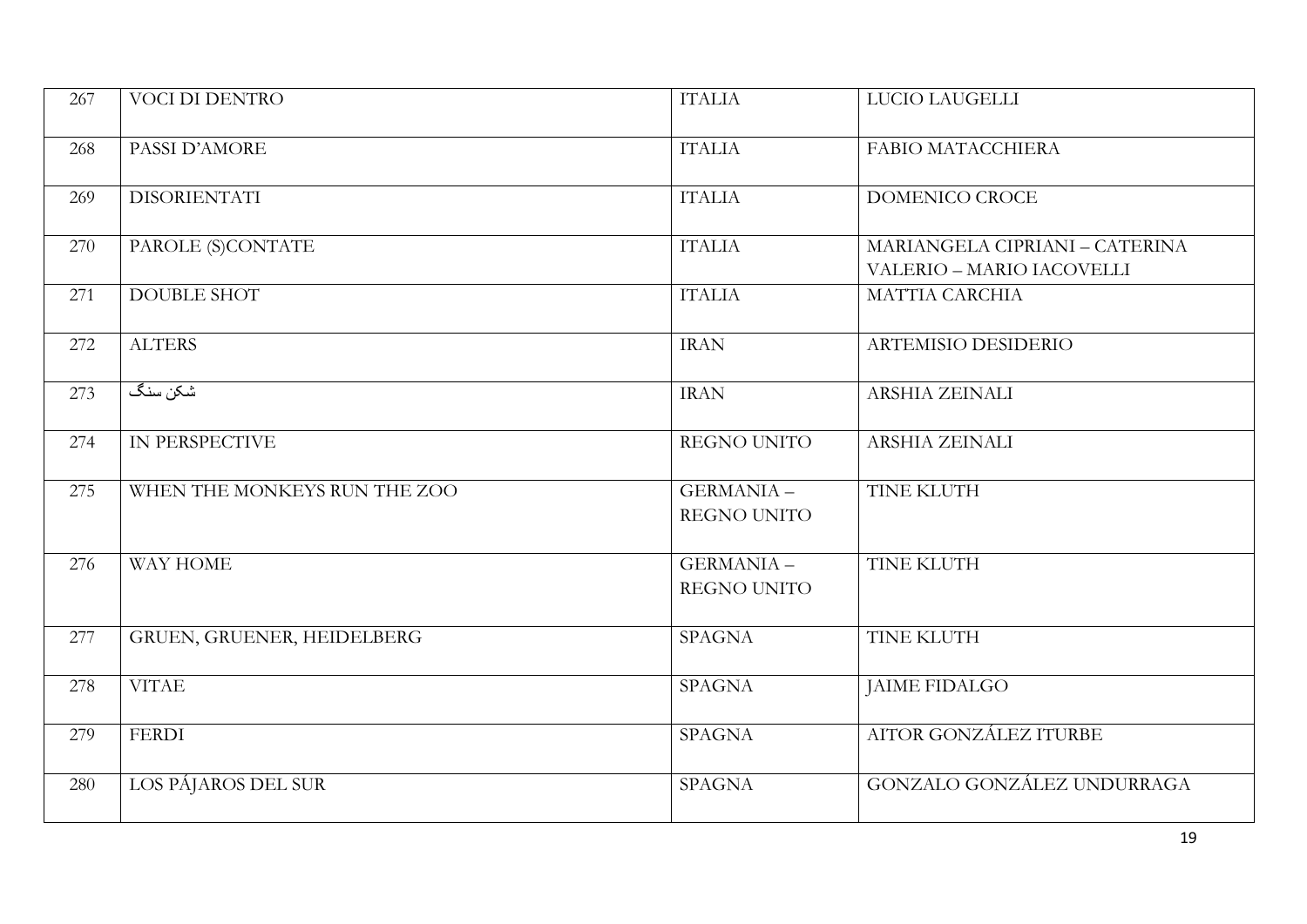| | | | |
|---|---|---|---|
| 267 | VOCI DI DENTRO | ITALIA | LUCIO LAUGELLI |
| 268 | PASSI D'AMORE | ITALIA | FABIO MATACCHIERA |
| 269 | DISORIENTATI | ITALIA | DOMENICO CROCE |
| 270 | PAROLE (S)CONTATE | ITALIA | MARIANGELA CIPRIANI – CATERINA VALERIO – MARIO IACOVELLI |
| 271 | DOUBLE SHOT | ITALIA | MATTIA CARCHIA |
| 272 | ALTERS | IRAN | ARTEMISIO DESIDERIO |
| 273 | شکن سنگ | IRAN | ARSHIA ZEINALI |
| 274 | IN PERSPECTIVE | REGNO UNITO | ARSHIA ZEINALI |
| 275 | WHEN THE MONKEYS RUN THE ZOO | GERMANIA – REGNO UNITO | TINE KLUTH |
| 276 | WAY HOME | GERMANIA – REGNO UNITO | TINE KLUTH |
| 277 | GRUEN, GRUENER, HEIDELBERG | SPAGNA | TINE KLUTH |
| 278 | VITAE | SPAGNA | JAIME FIDALGO |
| 279 | FERDI | SPAGNA | AITOR GONZÁLEZ ITURBE |
| 280 | LOS PÁJAROS DEL SUR | SPAGNA | GONZALO GONZÁLEZ UNDURRAGA |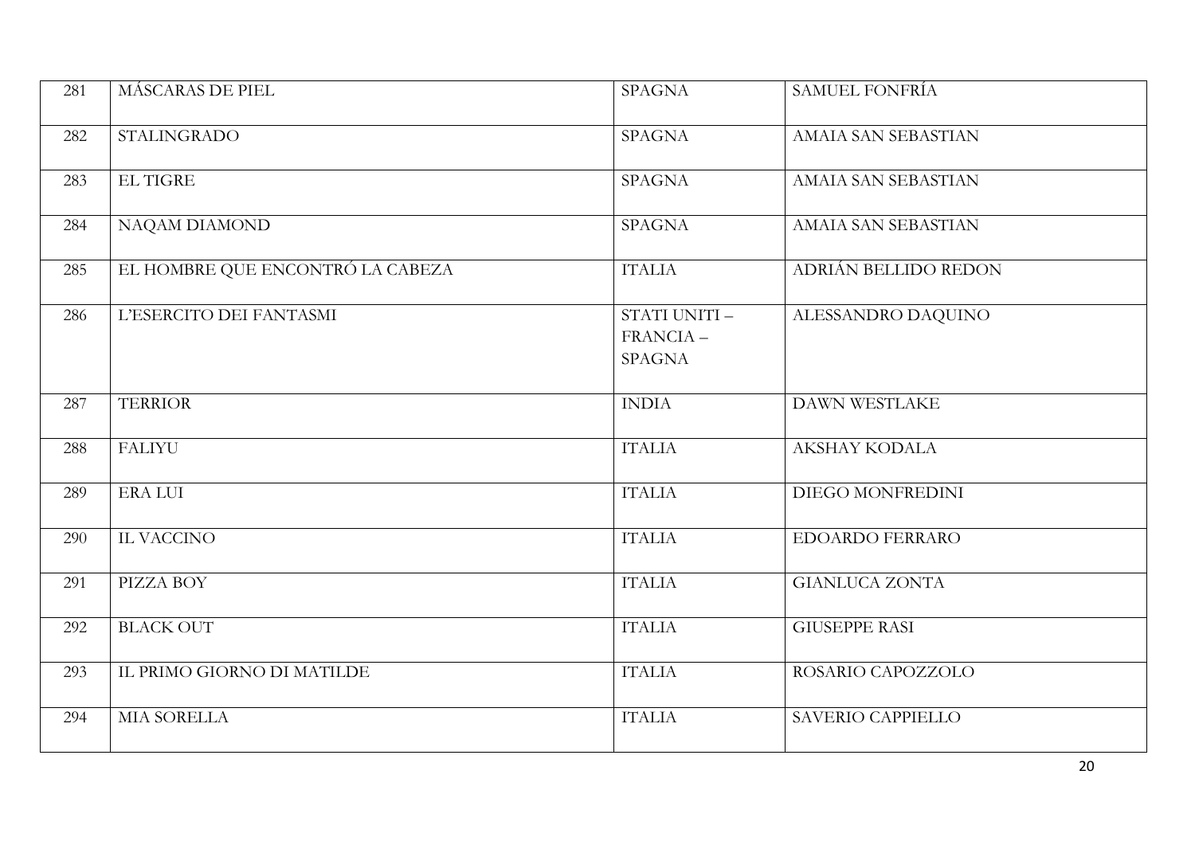| | | | |
|---|---|---|---|
| 281 | MÁSCARAS DE PIEL | SPAGNA | SAMUEL FONFRÍA |
| 282 | STALINGRADO | SPAGNA | AMAIA SAN SEBASTIAN |
| 283 | EL TIGRE | SPAGNA | AMAIA SAN SEBASTIAN |
| 284 | NAQAM DIAMOND | SPAGNA | AMAIA SAN SEBASTIAN |
| 285 | EL HOMBRE QUE ENCONTRÓ LA CABEZA | ITALIA | ADRIÁN BELLIDO REDON |
| 286 | L'ESERCITO DEI FANTASMI | STATI UNITI – FRANCIA – SPAGNA | ALESSANDRO DAQUINO |
| 287 | TERRIOR | INDIA | DAWN WESTLAKE |
| 288 | FALIYU | ITALIA | AKSHAY KODALA |
| 289 | ERA LUI | ITALIA | DIEGO MONFREDINI |
| 290 | IL VACCINO | ITALIA | EDOARDO FERRARO |
| 291 | PIZZA BOY | ITALIA | GIANLUCA ZONTA |
| 292 | BLACK OUT | ITALIA | GIUSEPPE RASI |
| 293 | IL PRIMO GIORNO DI MATILDE | ITALIA | ROSARIO CAPOZZOLO |
| 294 | MIA SORELLA | ITALIA | SAVERIO CAPPIELLO |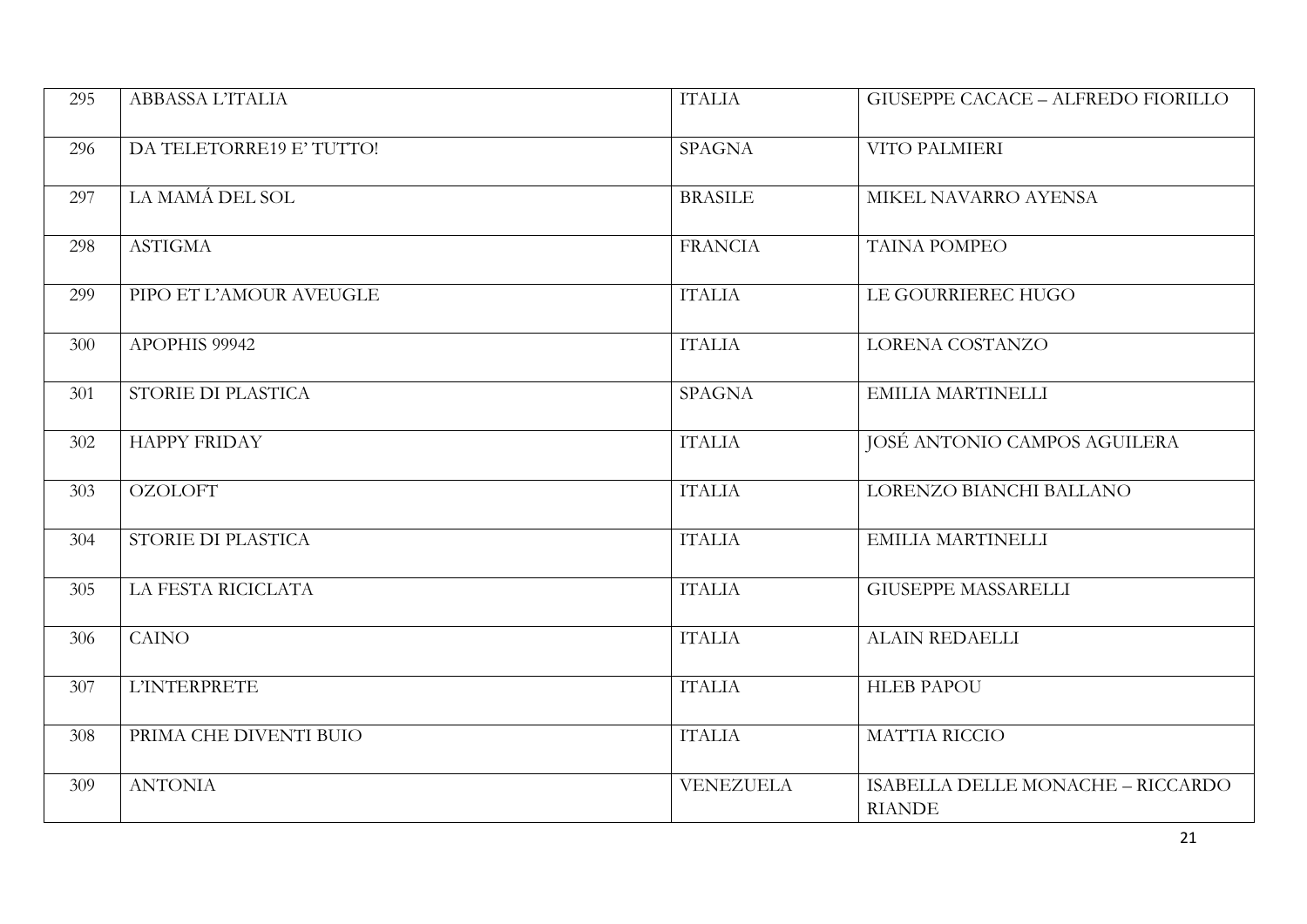| | | | |
|---|---|---|---|
| 295 | ABBASSA L'ITALIA | ITALIA | GIUSEPPE CACACE – ALFREDO FIORILLO |
| 296 | DA TELETORRE19 E' TUTTO! | SPAGNA | VITO PALMIERI |
| 297 | LA MAMÁ DEL SOL | BRASILE | MIKEL NAVARRO AYENSA |
| 298 | ASTIGMA | FRANCIA | TAINA POMPEO |
| 299 | PIPO ET L'AMOUR AVEUGLE | ITALIA | LE GOURRIEREC HUGO |
| 300 | APOPHIS 99942 | ITALIA | LORENA COSTANZO |
| 301 | STORIE DI PLASTICA | SPAGNA | EMILIA MARTINELLI |
| 302 | HAPPY FRIDAY | ITALIA | JOSÉ ANTONIO CAMPOS AGUILERA |
| 303 | OZOLOFT | ITALIA | LORENZO BIANCHI BALLANO |
| 304 | STORIE DI PLASTICA | ITALIA | EMILIA MARTINELLI |
| 305 | LA FESTA RICICLATA | ITALIA | GIUSEPPE MASSARELLI |
| 306 | CAINO | ITALIA | ALAIN REDAELLI |
| 307 | L'INTERPRETE | ITALIA | HLEB PAPOU |
| 308 | PRIMA CHE DIVENTI BUIO | ITALIA | MATTIA RICCIO |
| 309 | ANTONIA | VENEZUELA | ISABELLA DELLE MONACHE – RICCARDO RIANDE |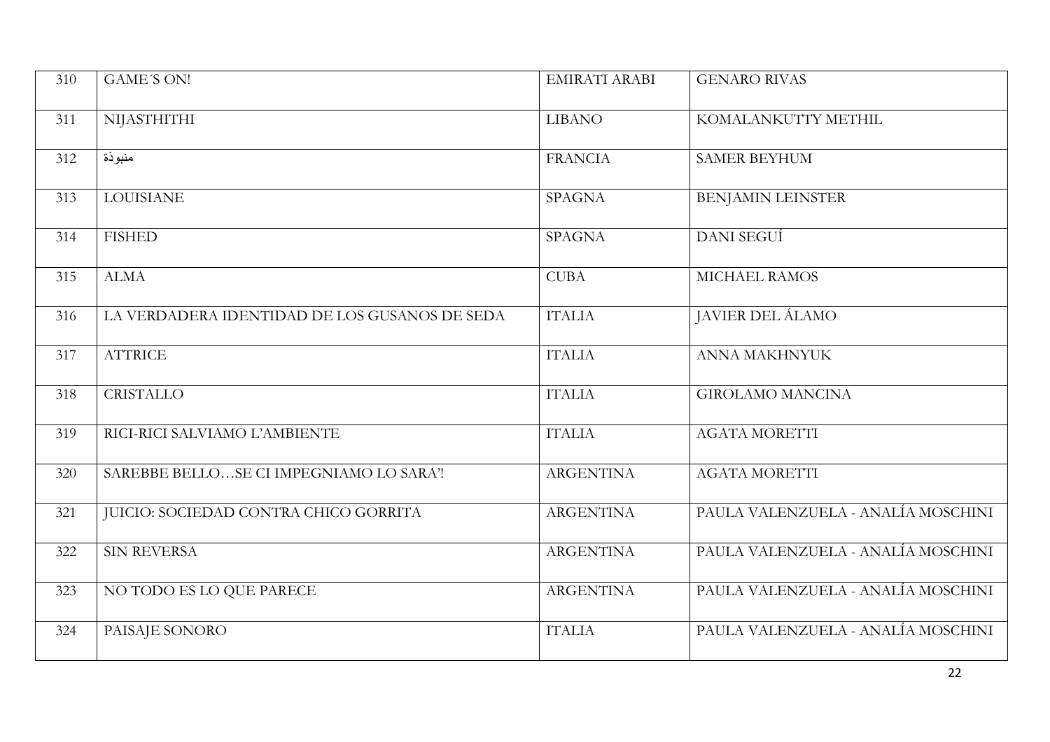| 310 | GAME´S ON! | EMIRATI ARABI | GENARO RIVAS |
|---|---|---|---|
| 311 | NIJASTHITHI | LIBANO | KOMALANKUTTY METHIL |
| 312 | منبوذة | FRANCIA | SAMER BEYHUM |
| 313 | LOUISIANE | SPAGNA | BENJAMIN LEINSTER |
| 314 | FISHED | SPAGNA | DANI SEGUÍ |
| 315 | ALMA | CUBA | MICHAEL RAMOS |
| 316 | LA VERDADERA IDENTIDAD DE LOS GUSANOS DE SEDA | ITALIA | JAVIER DEL ÁLAMO |
| 317 | ATTRICE | ITALIA | ANNA MAKHNYUK |
| 318 | CRISTALLO | ITALIA | GIROLAMO MANCINA |
| 319 | RICI-RICI SALVIAMO L'AMBIENTE | ITALIA | AGATA MORETTI |
| 320 | SAREBBE BELLO…SE CI IMPEGNIAMO LO SARA'! | ARGENTINA | AGATA MORETTI |
| 321 | JUICIO: SOCIEDAD CONTRA CHICO GORRITA | ARGENTINA | PAULA VALENZUELA - ANALÍA MOSCHINI |
| 322 | SIN REVERSA | ARGENTINA | PAULA VALENZUELA - ANALÍA MOSCHINI |
| 323 | NO TODO ES LO QUE PARECE | ARGENTINA | PAULA VALENZUELA - ANALÍA MOSCHINI |
| 324 | PAISAJE SONORO | ITALIA | PAULA VALENZUELA - ANALÍA MOSCHINI |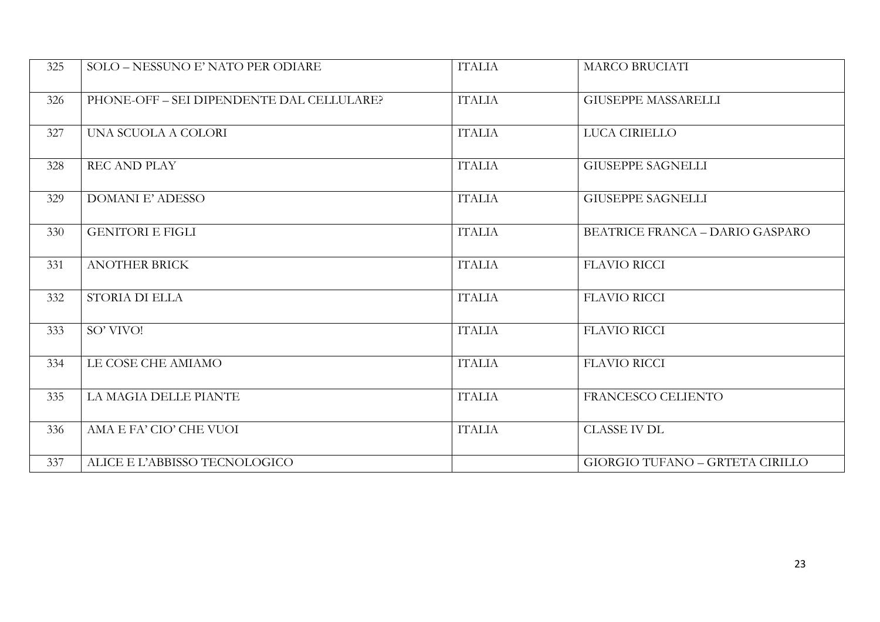| 325 | SOLO – NESSUNO E' NATO PER ODIARE | ITALIA | MARCO BRUCIATI |
|---|---|---|---|
| 326 | PHONE-OFF – SEI DIPENDENTE DAL CELLULARE? | ITALIA | GIUSEPPE MASSARELLI |
| 327 | UNA SCUOLA A COLORI | ITALIA | LUCA CIRIELLO |
| 328 | REC AND PLAY | ITALIA | GIUSEPPE SAGNELLI |
| 329 | DOMANI E' ADESSO | ITALIA | GIUSEPPE SAGNELLI |
| 330 | GENITORI E FIGLI | ITALIA | BEATRICE FRANCA – DARIO GASPARO |
| 331 | ANOTHER BRICK | ITALIA | FLAVIO RICCI |
| 332 | STORIA DI ELLA | ITALIA | FLAVIO RICCI |
| 333 | SO' VIVO! | ITALIA | FLAVIO RICCI |
| 334 | LE COSE CHE AMIAMO | ITALIA | FLAVIO RICCI |
| 335 | LA MAGIA DELLE PIANTE | ITALIA | FRANCESCO CELIENTO |
| 336 | AMA E FA' CIO' CHE VUOI | ITALIA | CLASSE IV DL |
| 337 | ALICE E L'ABBISSO TECNOLOGICO | | GIORGIO TUFANO – GRTETA CIRILLO |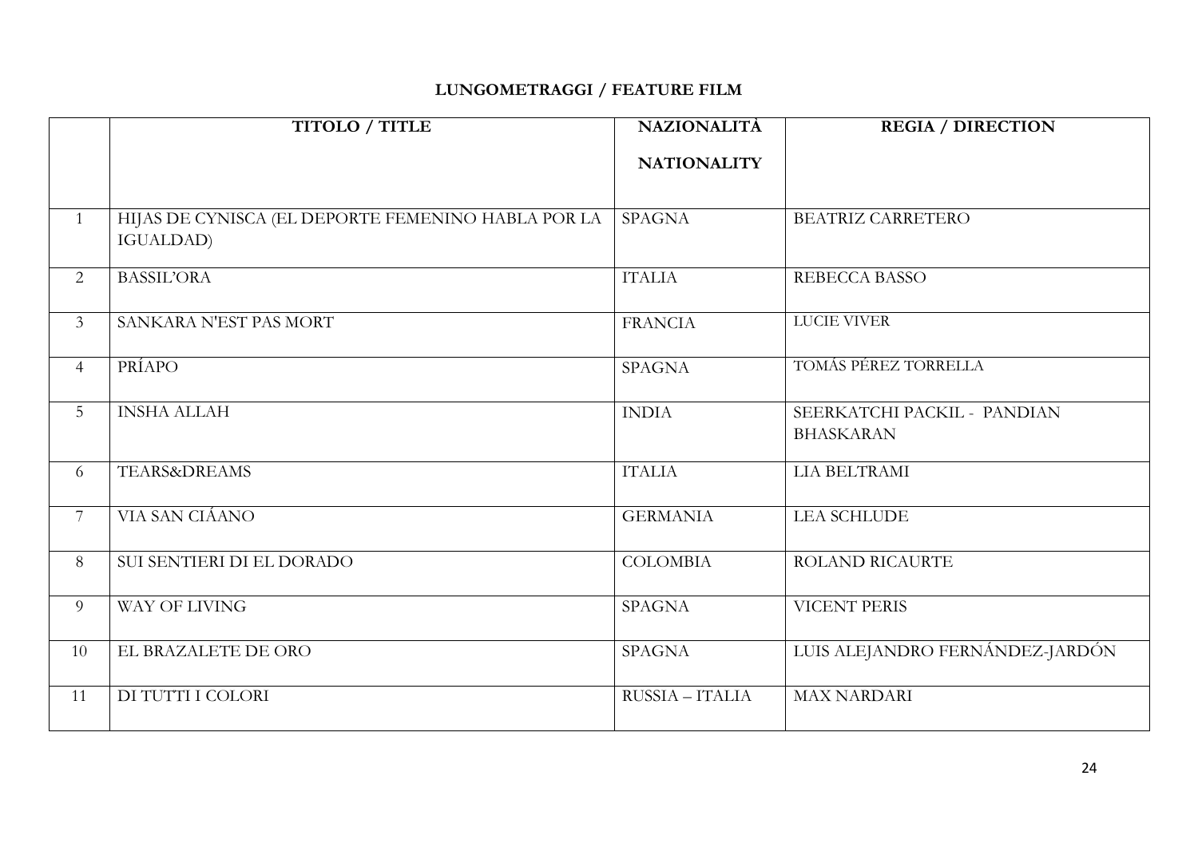**LUNGOMETRAGGI / FEATURE FILM**

| | TITOLO / TITLE | NAZIONALITÀ NATIONALITY | REGIA / DIRECTION |
|---|---|---|---|
| 1 | HIJAS DE CYNISCA (EL DEPORTE FEMENINO HABLA POR LA IGUALDAD) | SPAGNA | BEATRIZ CARRETERO |
| 2 | BASSIL'ORA | ITALIA | REBECCA BASSO |
| 3 | SANKARA N'EST PAS MORT | FRANCIA | LUCIE VIVER |
| 4 | PRÍAPO | SPAGNA | TOMÁS PÉREZ TORRELLA |
| 5 | INSHA ALLAH | INDIA | SEERKATCHI PACKIL - PANDIAN BHASKARAN |
| 6 | TEARS&DREAMS | ITALIA | LIA BELTRAMI |
| 7 | VIA SAN CIÁANO | GERMANIA | LEA SCHLUDE |
| 8 | SUI SENTIERI DI EL DORADO | COLOMBIA | ROLAND RICAURTE |
| 9 | WAY OF LIVING | SPAGNA | VICENT PERIS |
| 10 | EL BRAZALETE DE ORO | SPAGNA | LUIS ALEJANDRO FERNÁNDEZ-JARDÓN |
| 11 | DI TUTTI I COLORI | RUSSIA – ITALIA | MAX NARDARI |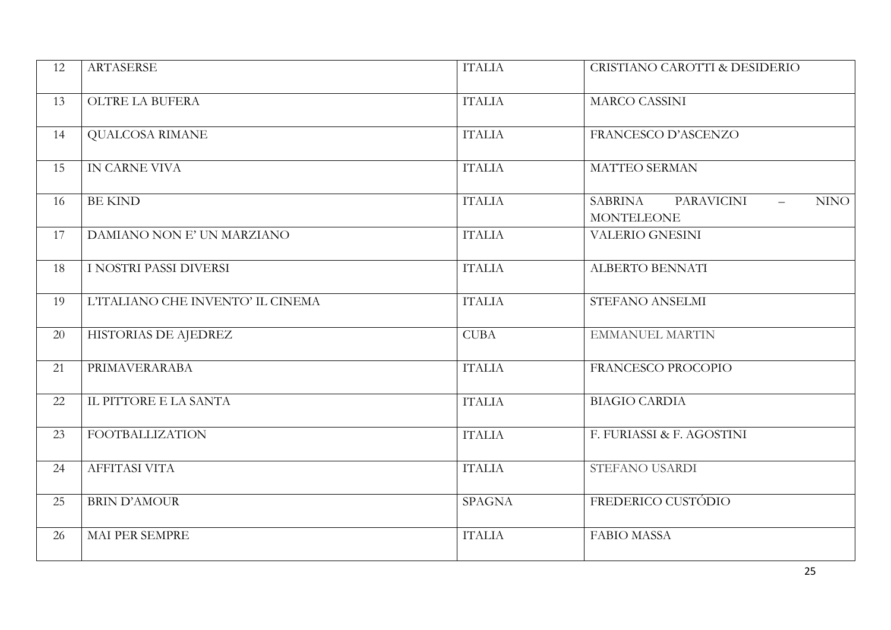| | | | |
|---|---|---|---|
| 12 | ARTASERSE | ITALIA | CRISTIANO CAROTTI & DESIDERIO |
| 13 | OLTRE LA BUFERA | ITALIA | MARCO CASSINI |
| 14 | QUALCOSA RIMANE | ITALIA | FRANCESCO D'ASCENZO |
| 15 | IN CARNE VIVA | ITALIA | MATTEO SERMAN |
| 16 | BE KIND | ITALIA | SABRINA PARAVICINI – NINO MONTELEONE |
| 17 | DAMIANO NON E' UN MARZIANO | ITALIA | VALERIO GNESINI |
| 18 | I NOSTRI PASSI DIVERSI | ITALIA | ALBERTO BENNATI |
| 19 | L'ITALIANO CHE INVENTO' IL CINEMA | ITALIA | STEFANO ANSELMI |
| 20 | HISTORIAS DE AJEDREZ | CUBA | EMMANUEL MARTIN |
| 21 | PRIMAVERARABA | ITALIA | FRANCESCO PROCOPIO |
| 22 | IL PITTORE E LA SANTA | ITALIA | BIAGIO CARDIA |
| 23 | FOOTBALLIZATION | ITALIA | F. FURIASSI & F. AGOSTINI |
| 24 | AFFITASI VITA | ITALIA | STEFANO USARDI |
| 25 | BRIN D'AMOUR | SPAGNA | FREDERICO CUSTÓDIO |
| 26 | MAI PER SEMPRE | ITALIA | FABIO MASSA |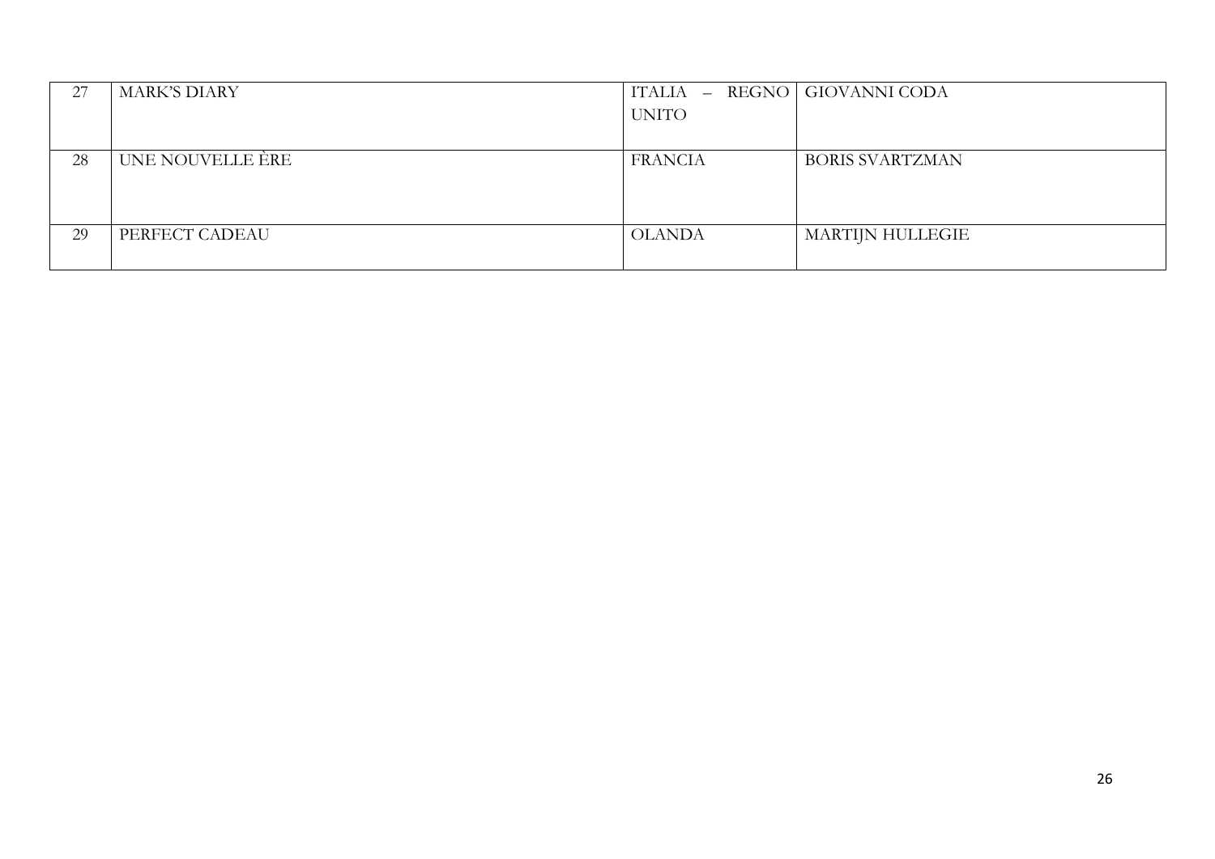| | | | |
|---|---|---|---|
| 27 | MARK'S DIARY | ITALIA – REGNO UNITO | GIOVANNI CODA |
| 28 | UNE NOUVELLE ÈRE | FRANCIA | BORIS SVARTZMAN |
| 29 | PERFECT CADEAU | OLANDA | MARTIJN HULLEGIE |